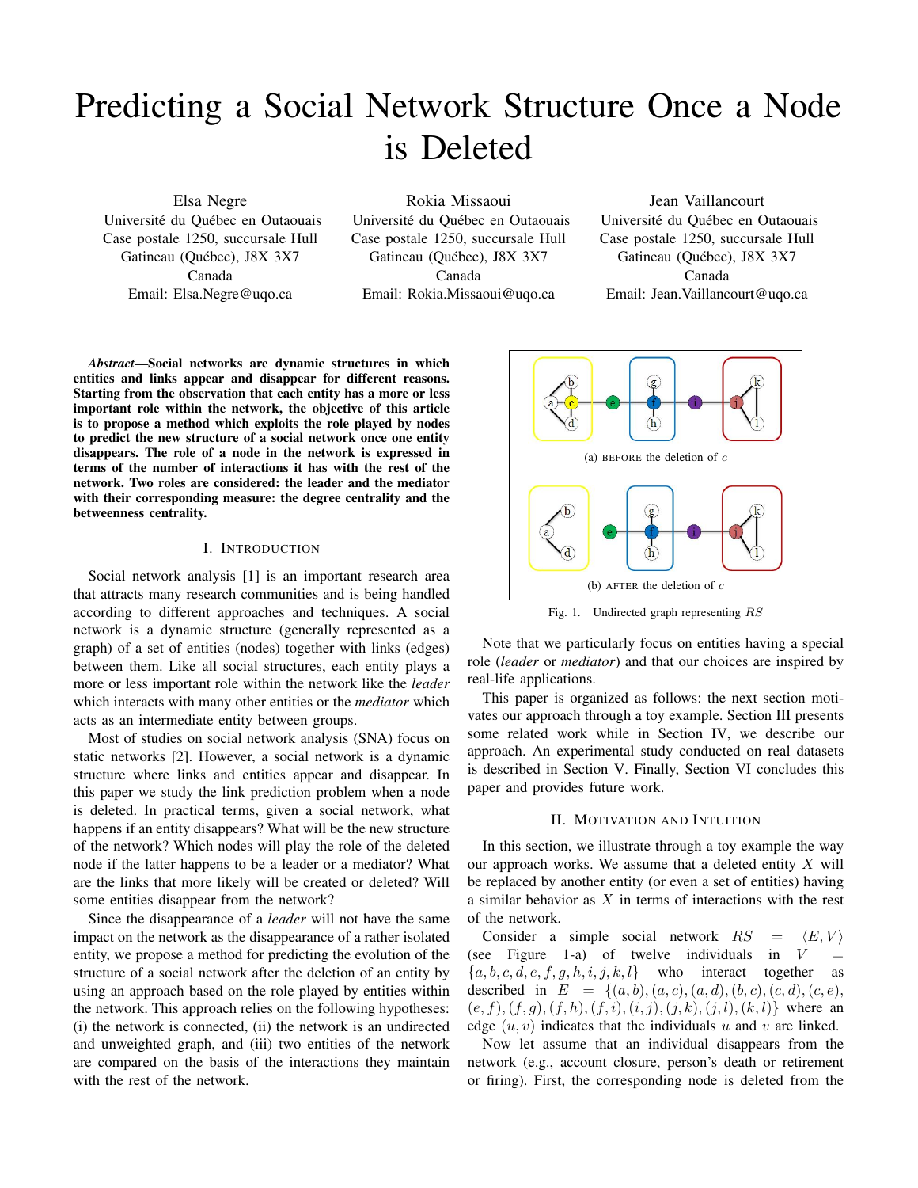# Predicting a Social Network Structure Once a Node is Deleted

Elsa Negre
Université du Québec en Outaouais
Case postale 1250, succursale Hull
Gatineau (Québec), J8X 3X7
Canada
Email: Elsa.Negre@uqo.ca

Rokia Missaoui
Université du Québec en Outaouais
Case postale 1250, succursale Hull
Gatineau (Québec), J8X 3X7
Canada
Email: Rokia.Missaoui@uqo.ca

Jean Vaillancourt
Université du Québec en Outaouais
Case postale 1250, succursale Hull
Gatineau (Québec), J8X 3X7
Canada
Email: Jean.Vaillancourt@uqo.ca

***Abstract*—Social networks are dynamic structures in which entities and links appear and disappear for different reasons. Starting from the observation that each entity has a more or less important role within the network, the objective of this article is to propose a method which exploits the role played by nodes to predict the new structure of a social network once one entity disappears. The role of a node in the network is expressed in terms of the number of interactions it has with the rest of the network. Two roles are considered: the leader and the mediator with their corresponding measure: the degree centrality and the betweenness centrality.**

## I. Introduction

Social network analysis [1] is an important research area that attracts many research communities and is being handled according to different approaches and techniques. A social network is a dynamic structure (generally represented as a graph) of a set of entities (nodes) together with links (edges) between them. Like all social structures, each entity plays a more or less important role within the network like the *leader* which interacts with many other entities or the *mediator* which acts as an intermediate entity between groups.

Most of studies on social network analysis (SNA) focus on static networks [2]. However, a social network is a dynamic structure where links and entities appear and disappear. In this paper we study the link prediction problem when a node is deleted. In practical terms, given a social network, what happens if an entity disappears? What will be the new structure of the network? Which nodes will play the role of the deleted node if the latter happens to be a leader or a mediator? What are the links that more likely will be created or deleted? Will some entities disappear from the network?

Since the disappearance of a *leader* will not have the same impact on the network as the disappearance of a rather isolated entity, we propose a method for predicting the evolution of the structure of a social network after the deletion of an entity by using an approach based on the role played by entities within the network. This approach relies on the following hypotheses: (i) the network is connected, (ii) the network is an undirected and unweighted graph, and (iii) two entities of the network are compared on the basis of the interactions they maintain with the rest of the network.

(a) Before the deletion of $c$

(b) After the deletion of $c$

Fig. 1. Undirected graph representing $RS$

Note that we particularly focus on entities having a special role (*leader* or *mediator*) and that our choices are inspired by real-life applications.

This paper is organized as follows: the next section motivates our approach through a toy example. Section III presents some related work while in Section IV, we describe our approach. An experimental study conducted on real datasets is described in Section V. Finally, Section VI concludes this paper and provides future work.

## II. Motivation and Intuition

In this section, we illustrate through a toy example the way our approach works. We assume that a deleted entity $X$ will be replaced by another entity (or even a set of entities) having a similar behavior as $X$ in terms of interactions with the rest of the network.

Consider a simple social network $RS = \langle E, V \rangle$ (see Figure 1-a) of twelve individuals in $V = \{a, b, c, d, e, f, g, h, i, j, k, l\}$ who interact together as described in $E = \{(a, b), (a, c), (a, d), (b, c), (c, d), (c, e), (e, f), (f, g), (f, h), (f, i), (i, j), (j, k), (j, l), (k, l)\}$ where an edge $(u, v)$ indicates that the individuals $u$ and $v$ are linked.

Now let assume that an individual disappears from the network (e.g., account closure, person's death or retirement or firing). First, the corresponding node is deleted from the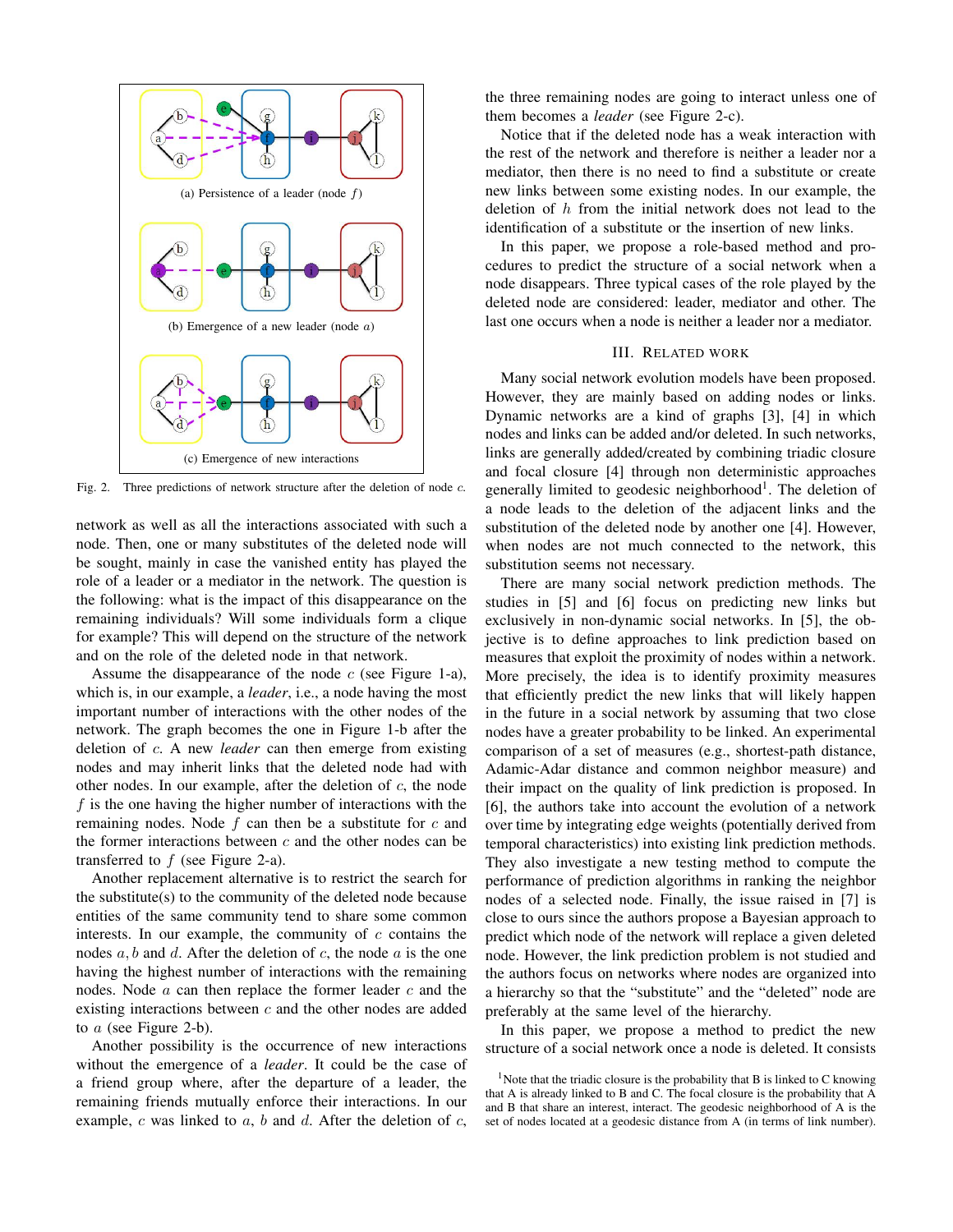(a) Persistence of a leader (node $f$)

(b) Emergence of a new leader (node $a$)

(c) Emergence of new interactions

Fig. 2. Three predictions of network structure after the deletion of node $c$.

network as well as all the interactions associated with such a node. Then, one or many substitutes of the deleted node will be sought, mainly in case the vanished entity has played the role of a leader or a mediator in the network. The question is the following: what is the impact of this disappearance on the remaining individuals? Will some individuals form a clique for example? This will depend on the structure of the network and on the role of the deleted node in that network.

Assume the disappearance of the node $c$ (see Figure 1-a), which is, in our example, a *leader*, i.e., a node having the most important number of interactions with the other nodes of the network. The graph becomes the one in Figure 1-b after the deletion of $c$. A new *leader* can then emerge from existing nodes and may inherit links that the deleted node had with other nodes. In our example, after the deletion of $c$, the node $f$ is the one having the higher number of interactions with the remaining nodes. Node $f$ can then be a substitute for $c$ and the former interactions between $c$ and the other nodes can be transferred to $f$ (see Figure 2-a).

Another replacement alternative is to restrict the search for the substitute(s) to the community of the deleted node because entities of the same community tend to share some common interests. In our example, the community of $c$ contains the nodes $a, b$ and $d$. After the deletion of $c$, the node $a$ is the one having the highest number of interactions with the remaining nodes. Node $a$ can then replace the former leader $c$ and the existing interactions between $c$ and the other nodes are added to $a$ (see Figure 2-b).

Another possibility is the occurrence of new interactions without the emergence of a *leader*. It could be the case of a friend group where, after the departure of a leader, the remaining friends mutually enforce their interactions. In our example, $c$ was linked to $a$, $b$ and $d$. After the deletion of $c$, the three remaining nodes are going to interact unless one of them becomes a *leader* (see Figure 2-c).

Notice that if the deleted node has a weak interaction with the rest of the network and therefore is neither a leader nor a mediator, then there is no need to find a substitute or create new links between some existing nodes. In our example, the deletion of $h$ from the initial network does not lead to the identification of a substitute or the insertion of new links.

In this paper, we propose a role-based method and procedures to predict the structure of a social network when a node disappears. Three typical cases of the role played by the deleted node are considered: leader, mediator and other. The last one occurs when a node is neither a leader nor a mediator.

## III. Related Work

Many social network evolution models have been proposed. However, they are mainly based on adding nodes or links. Dynamic networks are a kind of graphs [3], [4] in which nodes and links can be added and/or deleted. In such networks, links are generally added/created by combining triadic closure and focal closure [4] through non deterministic approaches generally limited to geodesic neighborhood[1]. The deletion of a node leads to the deletion of the adjacent links and the substitution of the deleted node by another one [4]. However, when nodes are not much connected to the network, this substitution seems not necessary.

There are many social network prediction methods. The studies in [5] and [6] focus on predicting new links but exclusively in non-dynamic social networks. In [5], the objective is to define approaches to link prediction based on measures that exploit the proximity of nodes within a network. More precisely, the idea is to identify proximity measures that efficiently predict the new links that will likely happen in the future in a social network by assuming that two close nodes have a greater probability to be linked. An experimental comparison of a set of measures (e.g., shortest-path distance, Adamic-Adar distance and common neighbor measure) and their impact on the quality of link prediction is proposed. In [6], the authors take into account the evolution of a network over time by integrating edge weights (potentially derived from temporal characteristics) into existing link prediction methods. They also investigate a new testing method to compute the performance of prediction algorithms in ranking the neighbor nodes of a selected node. Finally, the issue raised in [7] is close to ours since the authors propose a Bayesian approach to predict which node of the network will replace a given deleted node. However, the link prediction problem is not studied and the authors focus on networks where nodes are organized into a hierarchy so that the "substitute" and the "deleted" node are preferably at the same level of the hierarchy.

In this paper, we propose a method to predict the new structure of a social network once a node is deleted. It consists

[1] Note that the triadic closure is the probability that B is linked to C knowing that A is already linked to B and C. The focal closure is the probability that A and B that share an interest, interact. The geodesic neighborhood of A is the set of nodes located at a geodesic distance from A (in terms of link number).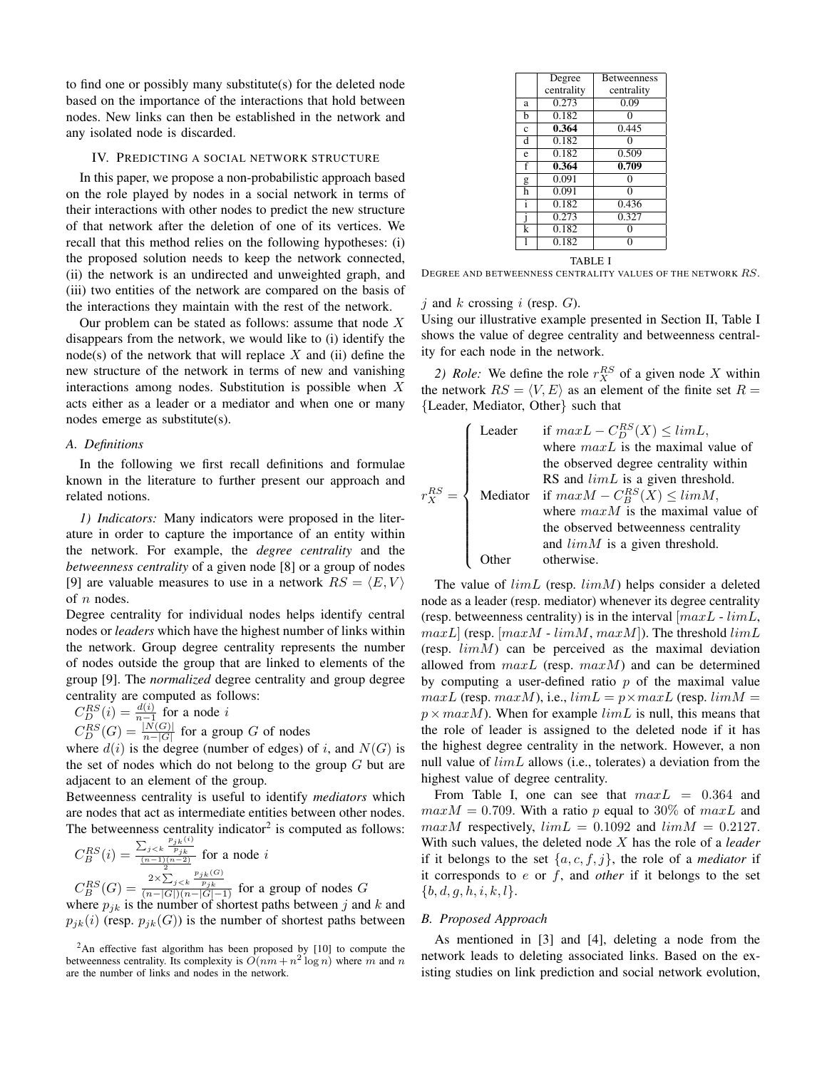to find one or possibly many substitute(s) for the deleted node based on the importance of the interactions that hold between nodes. New links can then be established in the network and any isolated node is discarded.

## IV. Predicting a social network structure

In this paper, we propose a non-probabilistic approach based on the role played by nodes in a social network in terms of their interactions with other nodes to predict the new structure of that network after the deletion of one of its vertices. We recall that this method relies on the following hypotheses: (i) the proposed solution needs to keep the network connected, (ii) the network is an undirected and unweighted graph, and (iii) two entities of the network are compared on the basis of the interactions they maintain with the rest of the network.

Our problem can be stated as follows: assume that node $X$ disappears from the network, we would like to (i) identify the node(s) of the network that will replace $X$ and (ii) define the new structure of the network in terms of new and vanishing interactions among nodes. Substitution is possible when $X$ acts either as a leader or a mediator and when one or many nodes emerge as substitute(s).

### A. Definitions

In the following we first recall definitions and formulae known in the literature to further present our approach and related notions.

*1) Indicators:* Many indicators were proposed in the literature in order to capture the importance of an entity within the network. For example, the *degree centrality* and the *betweenness centrality* of a given node [8] or a group of nodes [9] are valuable measures to use in a network $RS = \langle E, V \rangle$ of $n$ nodes.

Degree centrality for individual nodes helps identify central nodes or *leaders* which have the highest number of links within the network. Group degree centrality represents the number of nodes outside the group that are linked to elements of the group [9]. The *normalized* degree centrality and group degree centrality are computed as follows:

$C_D^{RS}(i) = \frac{d(i)}{n-1}$ for a node $i$

$C_D^{RS}(G) = \frac{|N(G)|}{n-|G|}$ for a group $G$ of nodes

where $d(i)$ is the degree (number of edges) of $i$, and $N(G)$ is the set of nodes which do not belong to the group $G$ but are adjacent to an element of the group.

Betweenness centrality is useful to identify *mediators* which are nodes that act as intermediate entities between other nodes. The betweenness centrality indicator[2] is computed as follows:

$C_B^{RS}(i) = \frac{\sum_{j<k} \frac{p_{jk}(i)}{p_{jk}}}{\frac{(n-1)(n-2)}{2}}$ for a node $i$

$C_B^{RS}(G) = \frac{2 \times \sum_{j<k} \frac{p_{jk}(G)}{p_{jk}}}{(n-|G|)(n-|G|-1)}$ for a group of nodes $G$

where $p_{jk}$ is the number of shortest paths between $j$ and $k$ and $p_{jk}(i)$ (resp. $p_{jk}(G)$) is the number of shortest paths between $j$ and $k$ crossing $i$ (resp. $G$).

Using our illustrative example presented in Section II, Table I shows the value of degree centrality and betweenness centrality for each node in the network.

| | Degree centrality | Betweenness centrality |
|---|---|---|
| a | 0.273 | 0.09 |
| b | 0.182 | 0 |
| c | **0.364** | 0.445 |
| d | 0.182 | 0 |
| e | 0.182 | 0.509 |
| f | **0.364** | **0.709** |
| g | 0.091 | 0 |
| h | 0.091 | 0 |
| i | 0.182 | 0.436 |
| j | 0.273 | 0.327 |
| k | 0.182 | 0 |
| l | 0.182 | 0 |

TABLE I
DEGREE AND BETWEENNESS CENTRALITY VALUES OF THE NETWORK $RS$.

*2) Role:* We define the role $r_X^{RS}$ of a given node $X$ within the network $RS = \langle V, E \rangle$ as an element of the finite set $R = \{$Leader, Mediator, Other$\}$ such that

$$r_X^{RS} = \begin{cases} \text{Leader} & \text{if } maxL - C_D^{RS}(X) \leq limL, \\ & \text{where } maxL \text{ is the maximal value of} \\ & \text{the observed degree centrality within} \\ & \text{RS and } limL \text{ is a given threshold.} \\ \text{Mediator} & \text{if } maxM - C_B^{RS}(X) \leq limM, \\ & \text{where } maxM \text{ is the maximal value of} \\ & \text{the observed betweenness centrality} \\ & \text{and } limM \text{ is a given threshold.} \\ \text{Other} & \text{otherwise.} \end{cases}$$

The value of $limL$ (resp. $limM$) helps consider a deleted node as a leader (resp. mediator) whenever its degree centrality (resp. betweenness centrality) is in the interval $[maxL - limL, maxL]$ (resp. $[maxM - limM, maxM]$). The threshold $limL$ (resp. $limM$) can be perceived as the maximal deviation allowed from $maxL$ (resp. $maxM$) and can be determined by computing a user-defined ratio $p$ of the maximal value $maxL$ (resp. $maxM$), i.e., $limL = p \times maxL$ (resp. $limM = p \times maxM$). When for example $limL$ is null, this means that the role of leader is assigned to the deleted node if it has the highest degree centrality in the network. However, a non null value of $limL$ allows (i.e., tolerates) a deviation from the highest value of degree centrality.

From Table I, one can see that $maxL = 0.364$ and $maxM = 0.709$. With a ratio $p$ equal to 30% of $maxL$ and $maxM$ respectively, $limL = 0.1092$ and $limM = 0.2127$. With such values, the deleted node $X$ has the role of a *leader* if it belongs to the set $\{a, c, f, j\}$, the role of a *mediator* if it corresponds to $e$ or $f$, and *other* if it belongs to the set $\{b, d, g, h, i, k, l\}$.

### B. Proposed Approach

As mentioned in [3] and [4], deleting a node from the network leads to deleting associated links. Based on the existing studies on link prediction and social network evolution,

[2] An effective fast algorithm has been proposed by [10] to compute the betweenness centrality. Its complexity is $O(nm + n^2 \log n)$ where $m$ and $n$ are the number of links and nodes in the network.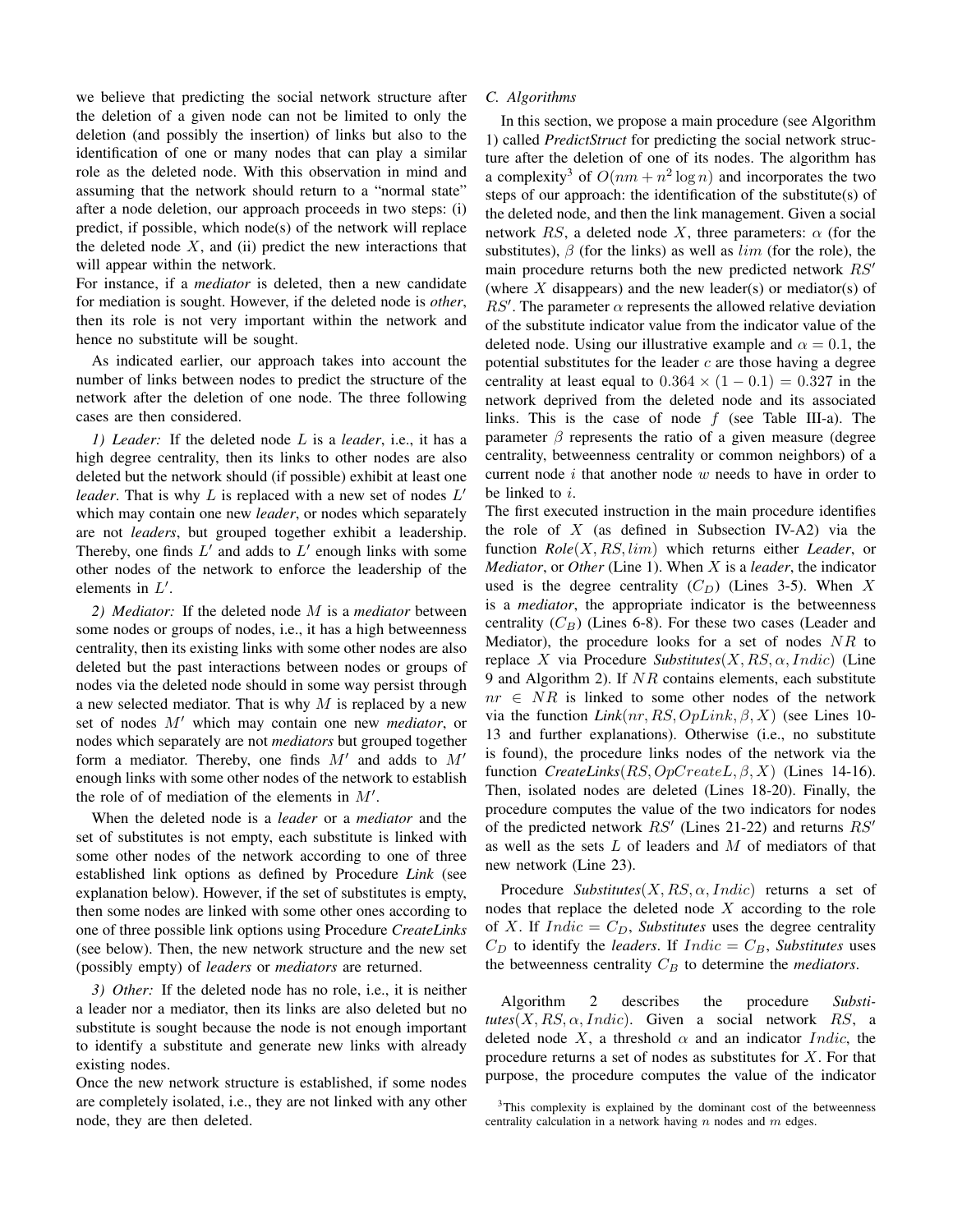we believe that predicting the social network structure after the deletion of a given node can not be limited to only the deletion (and possibly the insertion) of links but also to the identification of one or many nodes that can play a similar role as the deleted node. With this observation in mind and assuming that the network should return to a "normal state" after a node deletion, our approach proceeds in two steps: (i) predict, if possible, which node(s) of the network will replace the deleted node $X$, and (ii) predict the new interactions that will appear within the network.

For instance, if a *mediator* is deleted, then a new candidate for mediation is sought. However, if the deleted node is *other*, then its role is not very important within the network and hence no substitute will be sought.

As indicated earlier, our approach takes into account the number of links between nodes to predict the structure of the network after the deletion of one node. The three following cases are then considered.

*1) Leader:* If the deleted node $L$ is a *leader*, i.e., it has a high degree centrality, then its links to other nodes are also deleted but the network should (if possible) exhibit at least one *leader*. That is why $L$ is replaced with a new set of nodes $L'$ which may contain one new *leader*, or nodes which separately are not *leaders*, but grouped together exhibit a leadership. Thereby, one finds $L'$ and adds to $L'$ enough links with some other nodes of the network to enforce the leadership of the elements in $L'$.

*2) Mediator:* If the deleted node $M$ is a *mediator* between some nodes or groups of nodes, i.e., it has a high betweenness centrality, then its existing links with some other nodes are also deleted but the past interactions between nodes or groups of nodes via the deleted node should in some way persist through a new selected mediator. That is why $M$ is replaced by a new set of nodes $M'$ which may contain one new *mediator*, or nodes which separately are not *mediators* but grouped together form a mediator. Thereby, one finds $M'$ and adds to $M'$ enough links with some other nodes of the network to establish the role of of mediation of the elements in $M'$.

When the deleted node is a *leader* or a *mediator* and the set of substitutes is not empty, each substitute is linked with some other nodes of the network according to one of three established link options as defined by Procedure ***Link*** (see explanation below). However, if the set of substitutes is empty, then some nodes are linked with some other ones according to one of three possible link options using Procedure ***CreateLinks*** (see below). Then, the new network structure and the new set (possibly empty) of *leaders* or *mediators* are returned.

*3) Other:* If the deleted node has no role, i.e., it is neither a leader nor a mediator, then its links are also deleted but no substitute is sought because the node is not enough important to identify a substitute and generate new links with already existing nodes.

Once the new network structure is established, if some nodes are completely isolated, i.e., they are not linked with any other node, they are then deleted.

### C. Algorithms

In this section, we propose a main procedure (see Algorithm 1) called *PredictStruct* for predicting the social network structure after the deletion of one of its nodes. The algorithm has a complexity[3] of $O(nm + n^2 \log n)$ and incorporates the two steps of our approach: the identification of the substitute(s) of the deleted node, and then the link management. Given a social network $RS$, a deleted node $X$, three parameters: $\alpha$ (for the substitutes), $\beta$ (for the links) as well as $lim$ (for the role), the main procedure returns both the new predicted network $RS'$ (where $X$ disappears) and the new leader(s) or mediator(s) of $RS'$. The parameter $\alpha$ represents the allowed relative deviation of the substitute indicator value from the indicator value of the deleted node. Using our illustrative example and $\alpha = 0.1$, the potential substitutes for the leader $c$ are those having a degree centrality at least equal to $0.364 \times (1 - 0.1) = 0.327$ in the network deprived from the deleted node and its associated links. This is the case of node $f$ (see Table III-a). The parameter $\beta$ represents the ratio of a given measure (degree centrality, betweenness centrality or common neighbors) of a current node $i$ that another node $w$ needs to have in order to be linked to $i$.

The first executed instruction in the main procedure identifies the role of $X$ (as defined in Subsection IV-A2) via the function ***Role***$(X, RS, lim)$ which returns either ***Leader***, or ***Mediator***, or ***Other*** (Line 1). When $X$ is a *leader*, the indicator used is the degree centrality ($C_D$) (Lines 3-5). When $X$ is a *mediator*, the appropriate indicator is the betweenness centrality ($C_B$) (Lines 6-8). For these two cases (Leader and Mediator), the procedure looks for a set of nodes $NR$ to replace $X$ via Procedure ***Substitutes***$(X, RS, \alpha, Indic)$ (Line 9 and Algorithm 2). If $NR$ contains elements, each substitute $nr \in NR$ is linked to some other nodes of the network via the function ***Link***$(nr, RS, OpLink, \beta, X)$ (see Lines 10-13 and further explanations). Otherwise (i.e., no substitute is found), the procedure links nodes of the network via the function ***CreateLinks***$(RS, OpCreateL, \beta, X)$ (Lines 14-16). Then, isolated nodes are deleted (Lines 18-20). Finally, the procedure computes the value of the two indicators for nodes of the predicted network $RS'$ (Lines 21-22) and returns $RS'$ as well as the sets $L$ of leaders and $M$ of mediators of that new network (Line 23).

Procedure ***Substitutes***$(X, RS, \alpha, Indic)$ returns a set of nodes that replace the deleted node $X$ according to the role of $X$. If $Indic = C_D$, ***Substitutes*** uses the degree centrality $C_D$ to identify the *leaders*. If $Indic = C_B$, ***Substitutes*** uses the betweenness centrality $C_B$ to determine the *mediators*.

Algorithm 2 describes the procedure ***Substitutes***$(X, RS, \alpha, Indic)$. Given a social network $RS$, a deleted node $X$, a threshold $\alpha$ and an indicator $Indic$, the procedure returns a set of nodes as substitutes for $X$. For that purpose, the procedure computes the value of the indicator

[3]This complexity is explained by the dominant cost of the betweenness centrality calculation in a network having $n$ nodes and $m$ edges.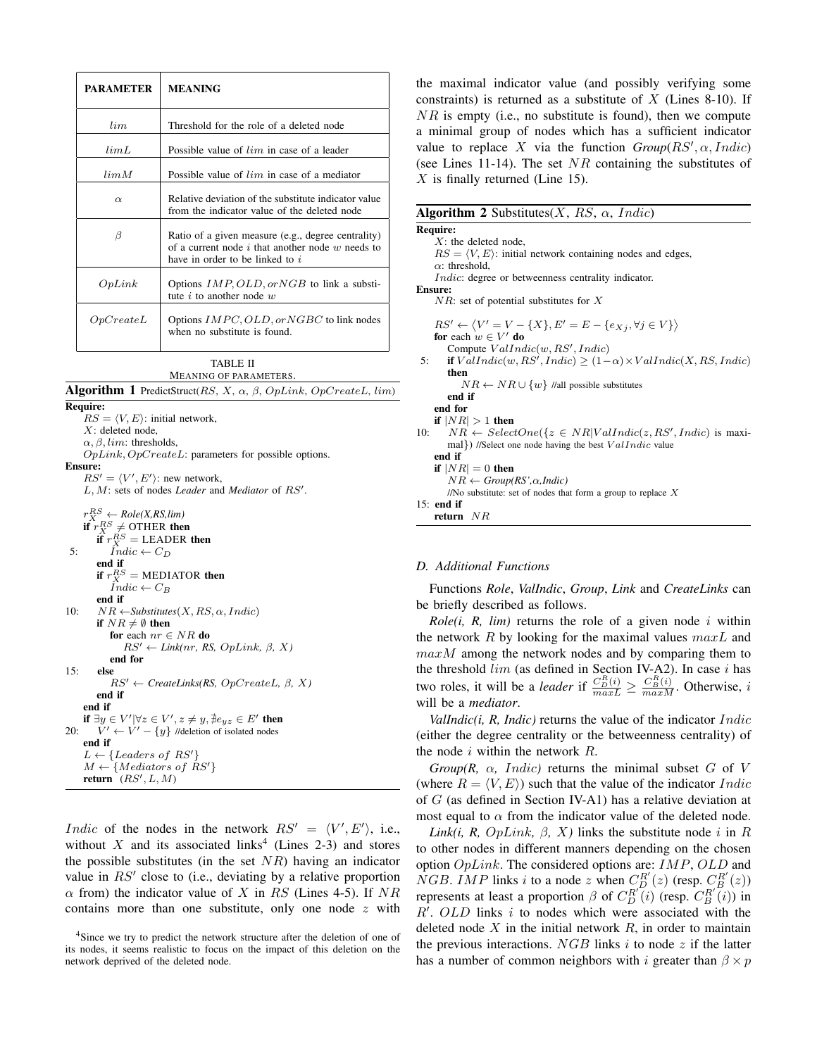| PARAMETER | MEANING |
|---|---|
| $lim$ | Threshold for the role of a deleted node |
| $limL$ | Possible value of $lim$ in case of a leader |
| $limM$ | Possible value of $lim$ in case of a mediator |
| $\alpha$ | Relative deviation of the substitute indicator value from the indicator value of the deleted node |
| $\beta$ | Ratio of a given measure (e.g., degree centrality) of a current node $i$ that another node $w$ needs to have in order to be linked to $i$ |
| $OpLink$ | Options $IMP, OLD, or NGB$ to link a substitute $i$ to another node $w$ |
| $OpCreateL$ | Options $IMPC, OLD, or NGBC$ to link nodes when no substitute is found. |

TABLE II
MEANING OF PARAMETERS.

**Algorithm 1** PredictStruct($RS$, $X$, $\alpha$, $\beta$, $OpLink$, $OpCreateL$, $lim$)

```
Require:
    RS = ⟨V, E⟩: initial network,
    X: deleted node,
    α, β, lim: thresholds,
    OpLink, OpCreateL: parameters for possible options.
Ensure:
    RS' = ⟨V', E'⟩: new network,
    L, M: sets of nodes Leader and Mediator of RS'.

    r_X^RS ← Role(X,RS,lim)
    if r_X^RS ≠ OTHER then
        if r_X^RS = LEADER then
 5:         Indic ← C_D
        end if
        if r_X^RS = MEDIATOR then
            Indic ← C_B
        end if
10:     NR ← Substitutes(X, RS, α, Indic)
        if NR ≠ ∅ then
            for each nr ∈ NR do
                RS' ← Link(nr, RS, OpLink, β, X)
            end for
15:     else
            RS' ← CreateLinks(RS, OpCreateL, β, X)
        end if
    end if
    if ∃y ∈ V' | ∀z ∈ V', z ≠ y, ∄e_yz ∈ E' then
20:     V' ← V' − {y} //deletion of isolated nodes
    end if
    L ← {Leaders of RS'}
    M ← {Mediators of RS'}
    return (RS', L, M)
```

$Indic$ of the nodes in the network $RS' = \langle V', E' \rangle$, i.e., without $X$ and its associated links[4] (Lines 2-3) and stores the possible substitutes (in the set $NR$) having an indicator value in $RS'$ close to (i.e., deviating by a relative proportion $\alpha$ from) the indicator value of $X$ in $RS$ (Lines 4-5). If $NR$ contains more than one substitute, only one node $z$ with the maximal indicator value (and possibly verifying some constraints) is returned as a substitute of $X$ (Lines 8-10). If $NR$ is empty (i.e., no substitute is found), then we compute a minimal group of nodes which has a sufficient indicator value to replace $X$ via the function *Group*($RS', \alpha, Indic$) (see Lines 11-14). The set $NR$ containing the substitutes of $X$ is finally returned (Line 15).

**Algorithm 2** Substitutes($X$, $RS$, $\alpha$, $Indic$)

```
Require:
    X: the deleted node,
    RS = ⟨V, E⟩: initial network containing nodes and edges,
    α: threshold,
    Indic: degree or betweenness centrality indicator.
Ensure:
    NR: set of potential substitutes for X

    RS' ← ⟨V' = V − {X}, E' = E − {e_Xj, ∀j ∈ V}⟩
    for each w ∈ V' do
        Compute ValIndic(w, RS', Indic)
 5:     if ValIndic(w, RS', Indic) ≥ (1−α) × ValIndic(X, RS, Indic)
        then
            NR ← NR ∪ {w} //all possible substitutes
        end if
    end for
    if |NR| > 1 then
10:     NR ← SelectOne({z ∈ NR | ValIndic(z, RS', Indic) is maximal}) //Select one node having the best ValIndic value
    end if
    if |NR| = 0 then
        NR ← Group(RS',α,Indic)
        //No substitute: set of nodes that form a group to replace X
15: end if
    return NR
```

### D. Additional Functions

Functions *Role*, *ValIndic*, *Group*, *Link* and *CreateLinks* can be briefly described as follows.

*Role(i, R, lim)* returns the role of a given node $i$ within the network $R$ by looking for the maximal values $maxL$ and $maxM$ among the network nodes and by comparing them to the threshold $lim$ (as defined in Section IV-A2). In case $i$ has two roles, it will be a *leader* if $\frac{C_D^R(i)}{maxL} \geq \frac{C_B^R(i)}{maxM}$. Otherwise, $i$ will be a *mediator*.

*ValIndic(i, R, Indic)* returns the value of the indicator $Indic$ (either the degree centrality or the betweenness centrality) of the node $i$ within the network $R$.

*Group(R, $\alpha$, Indic)* returns the minimal subset $G$ of $V$ (where $R = \langle V, E \rangle$) such that the value of the indicator $Indic$ of $G$ (as defined in Section IV-A1) has a relative deviation at most equal to $\alpha$ from the indicator value of the deleted node.

*Link(i, R, OpLink, $\beta$, X)* links the substitute node $i$ in $R$ to other nodes in different manners depending on the chosen option $OpLink$. The considered options are: $IMP$, $OLD$ and $NGB$. $IMP$ links $i$ to a node $z$ when $C_D^{R'}(z)$ (resp. $C_B^{R'}(z)$) represents at least a proportion $\beta$ of $C_D^{R'}(i)$ (resp. $C_B^{R'}(i)$) in $R'$. $OLD$ links $i$ to nodes which were associated with the deleted node $X$ in the initial network $R$, in order to maintain the previous interactions. $NGB$ links $i$ to node $z$ if the latter has a number of common neighbors with $i$ greater than $\beta \times p$

[4] Since we try to predict the network structure after the deletion of one of its nodes, it seems realistic to focus on the impact of this deletion on the network deprived of the deleted node.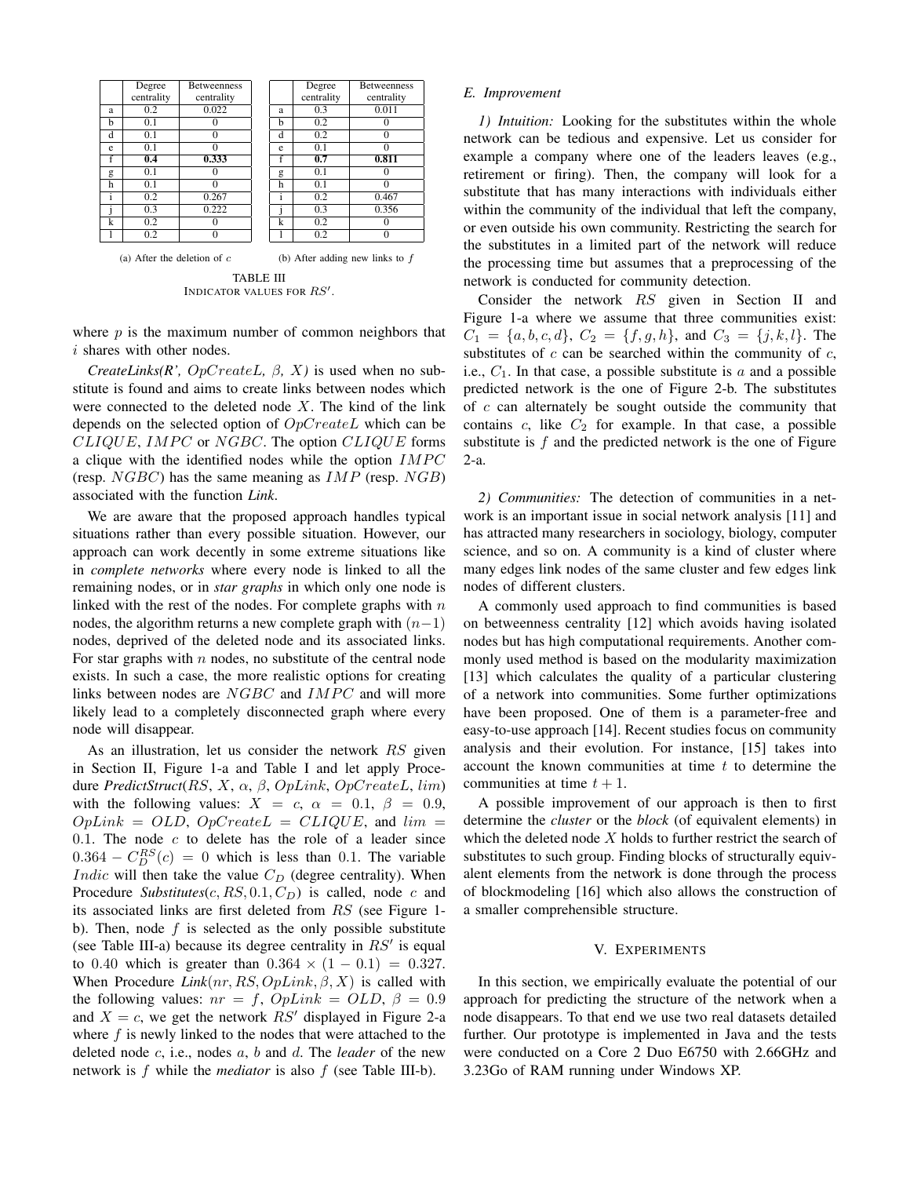| | Degree centrality | Betweenness centrality |
|---|---|---|
| a | 0.2 | 0.022 |
| b | 0.1 | 0 |
| d | 0.1 | 0 |
| e | 0.1 | 0 |
| f | **0.4** | **0.333** |
| g | 0.1 | 0 |
| h | 0.1 | 0 |
| i | 0.2 | 0.267 |
| j | 0.3 | 0.222 |
| k | 0.2 | 0 |
| l | 0.2 | 0 |

(a) After the deletion of $c$

| | Degree centrality | Betweenness centrality |
|---|---|---|
| a | 0.3 | 0.011 |
| b | 0.2 | 0 |
| d | 0.2 | 0 |
| e | 0.1 | 0 |
| f | **0.7** | **0.811** |
| g | 0.1 | 0 |
| h | 0.1 | 0 |
| i | 0.2 | 0.467 |
| j | 0.3 | 0.356 |
| k | 0.2 | 0 |
| l | 0.2 | 0 |

(b) After adding new links to $f$

TABLE III
INDICATOR VALUES FOR $RS'$.

where $p$ is the maximum number of common neighbors that $i$ shares with other nodes.

***CreateLinks(R', OpCreateL, β, X)*** is used when no substitute is found and aims to create links between nodes which were connected to the deleted node $X$. The kind of the link depends on the selected option of $OpCreateL$ which can be $CLIQUE$, $IMPC$ or $NGBC$. The option $CLIQUE$ forms a clique with the identified nodes while the option $IMPC$ (resp. $NGBC$) has the same meaning as $IMP$ (resp. $NGB$) associated with the function ***Link***.

We are aware that the proposed approach handles typical situations rather than every possible situation. However, our approach can work decently in some extreme situations like in *complete networks* where every node is linked to all the remaining nodes, or in *star graphs* in which only one node is linked with the rest of the nodes. For complete graphs with $n$ nodes, the algorithm returns a new complete graph with $(n-1)$ nodes, deprived of the deleted node and its associated links. For star graphs with $n$ nodes, no substitute of the central node exists. In such a case, the more realistic options for creating links between nodes are $NGBC$ and $IMPC$ and will more likely lead to a completely disconnected graph where every node will disappear.

As an illustration, let us consider the network $RS$ given in Section II, Figure 1-a and Table I and let apply Procedure ***PredictStruct***($RS$, $X$, $\alpha$, $\beta$, $OpLink$, $OpCreateL$, $lim$) with the following values: $X = c$, $\alpha = 0.1$, $\beta = 0.9$, $OpLink = OLD$, $OpCreateL = CLIQUE$, and $lim = 0.1$. The node $c$ to delete has the role of a leader since $0.364 - C_D^{RS}(c) = 0$ which is less than 0.1. The variable $Indic$ will then take the value $C_D$ (degree centrality). When Procedure ***Substitutes***($c, RS, 0.1, C_D$) is called, node $c$ and its associated links are first deleted from $RS$ (see Figure 1-b). Then, node $f$ is selected as the only possible substitute (see Table III-a) because its degree centrality in $RS'$ is equal to 0.40 which is greater than $0.364 \times (1 - 0.1) = 0.327$. When Procedure ***Link***($nr, RS, OpLink, \beta, X$) is called with the following values: $nr = f$, $OpLink = OLD$, $\beta = 0.9$ and $X = c$, we get the network $RS'$ displayed in Figure 2-a where $f$ is newly linked to the nodes that were attached to the deleted node $c$, i.e., nodes $a$, $b$ and $d$. The *leader* of the new network is $f$ while the *mediator* is also $f$ (see Table III-b).

### E. Improvement

*1) Intuition:* Looking for the substitutes within the whole network can be tedious and expensive. Let us consider for example a company where one of the leaders leaves (e.g., retirement or firing). Then, the company will look for a substitute that has many interactions with individuals either within the community of the individual that left the company, or even outside his own community. Restricting the search for the substitutes in a limited part of the network will reduce the processing time but assumes that a preprocessing of the network is conducted for community detection.

Consider the network $RS$ given in Section II and Figure 1-a where we assume that three communities exist: $C_1 = \{a, b, c, d\}$, $C_2 = \{f, g, h\}$, and $C_3 = \{j, k, l\}$. The substitutes of $c$ can be searched within the community of $c$, i.e., $C_1$. In that case, a possible substitute is $a$ and a possible predicted network is the one of Figure 2-b. The substitutes of $c$ can alternately be sought outside the community that contains $c$, like $C_2$ for example. In that case, a possible substitute is $f$ and the predicted network is the one of Figure 2-a.

*2) Communities:* The detection of communities in a network is an important issue in social network analysis [11] and has attracted many researchers in sociology, biology, computer science, and so on. A community is a kind of cluster where many edges link nodes of the same cluster and few edges link nodes of different clusters.

A commonly used approach to find communities is based on betweenness centrality [12] which avoids having isolated nodes but has high computational requirements. Another commonly used method is based on the modularity maximization [13] which calculates the quality of a particular clustering of a network into communities. Some further optimizations have been proposed. One of them is a parameter-free and easy-to-use approach [14]. Recent studies focus on community analysis and their evolution. For instance, [15] takes into account the known communities at time $t$ to determine the communities at time $t + 1$.

A possible improvement of our approach is then to first determine the *cluster* or the *block* (of equivalent elements) in which the deleted node $X$ holds to further restrict the search of substitutes to such group. Finding blocks of structurally equivalent elements from the network is done through the process of blockmodeling [16] which also allows the construction of a smaller comprehensible structure.

## V. EXPERIMENTS

In this section, we empirically evaluate the potential of our approach for predicting the structure of the network when a node disappears. To that end we use two real datasets detailed further. Our prototype is implemented in Java and the tests were conducted on a Core 2 Duo E6750 with 2.66GHz and 3.23Go of RAM running under Windows XP.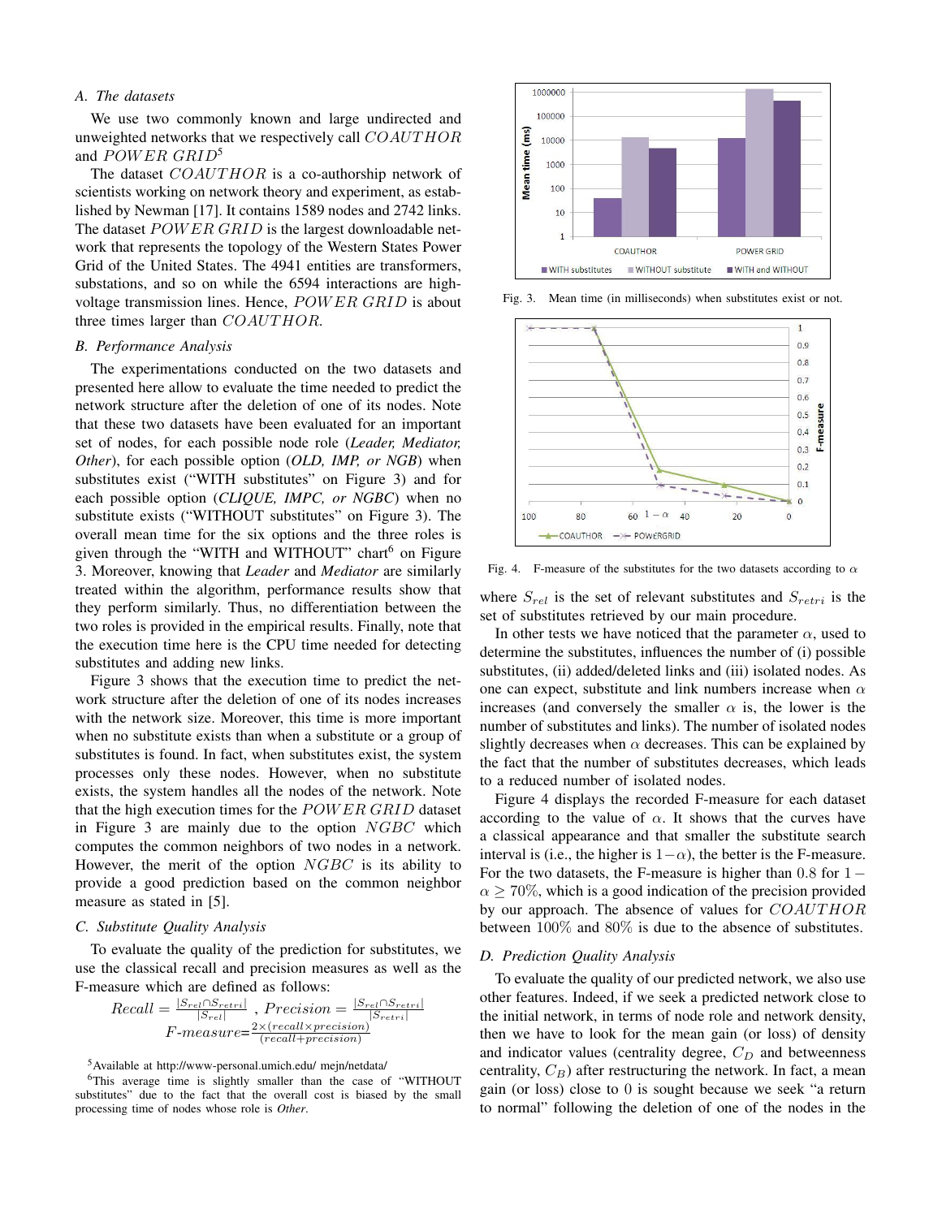### A. The datasets

We use two commonly known and large undirected and unweighted networks that we respectively call $COAUTHOR$ and $POWER\ GRID$[5]

The dataset $COAUTHOR$ is a co-authorship network of scientists working on network theory and experiment, as established by Newman [17]. It contains 1589 nodes and 2742 links. The dataset $POWER\ GRID$ is the largest downloadable network that represents the topology of the Western States Power Grid of the United States. The 4941 entities are transformers, substations, and so on while the 6594 interactions are high-voltage transmission lines. Hence, $POWER\ GRID$ is about three times larger than $COAUTHOR$.

### B. Performance Analysis

The experimentations conducted on the two datasets and presented here allow to evaluate the time needed to predict the network structure after the deletion of one of its nodes. Note that these two datasets have been evaluated for an important set of nodes, for each possible node role (***Leader, Mediator, Other***), for each possible option (***OLD, IMP, or NGB***) when substitutes exist ("WITH substitutes" on Figure 3) and for each possible option (***CLIQUE, IMPC, or NGBC***) when no substitute exists ("WITHOUT substitutes" on Figure 3). The overall mean time for the six options and the three roles is given through the "WITH and WITHOUT" chart[6] on Figure 3. Moreover, knowing that ***Leader*** and ***Mediator*** are similarly treated within the algorithm, performance results show that they perform similarly. Thus, no differentiation between the two roles is provided in the empirical results. Finally, note that the execution time here is the CPU time needed for detecting substitutes and adding new links.

Figure 3 shows that the execution time to predict the network structure after the deletion of one of its nodes increases with the network size. Moreover, this time is more important when no substitute exists than when a substitute or a group of substitutes is found. In fact, when substitutes exist, the system processes only these nodes. However, when no substitute exists, the system handles all the nodes of the network. Note that the high execution times for the $POWER\ GRID$ dataset in Figure 3 are mainly due to the option $NGBC$ which computes the common neighbors of two nodes in a network. However, the merit of the option $NGBC$ is its ability to provide a good prediction based on the common neighbor measure as stated in [5].

### C. Substitute Quality Analysis

To evaluate the quality of the prediction for substitutes, we use the classical recall and precision measures as well as the F-measure which are defined as follows:

$$Recall = \frac{|S_{rel} \cap S_{retri}|}{|S_{rel}|}\ ,\ Precision = \frac{|S_{rel} \cap S_{retri}|}{|S_{retri}|}$$

$$F\text{-}measure = \frac{2 \times (recall \times precision)}{(recall + precision)}$$

[5]Available at http://www-personal.umich.edu/ mejn/netdata/

[6]This average time is slightly smaller than the case of "WITHOUT substitutes" due to the fact that the overall cost is biased by the small processing time of nodes whose role is ***Other***.

Fig. 3. Mean time (in milliseconds) when substitutes exist or not.

Fig. 4. F-measure of the substitutes for the two datasets according to $\alpha$

where $S_{rel}$ is the set of relevant substitutes and $S_{retri}$ is the set of substitutes retrieved by our main procedure.

In other tests we have noticed that the parameter $\alpha$, used to determine the substitutes, influences the number of (i) possible substitutes, (ii) added/deleted links and (iii) isolated nodes. As one can expect, substitute and link numbers increase when $\alpha$ increases (and conversely the smaller $\alpha$ is, the lower is the number of substitutes and links). The number of isolated nodes slightly decreases when $\alpha$ decreases. This can be explained by the fact that the number of substitutes decreases, which leads to a reduced number of isolated nodes.

Figure 4 displays the recorded F-measure for each dataset according to the value of $\alpha$. It shows that the curves have a classical appearance and that smaller the substitute search interval is (i.e., the higher is $1-\alpha$), the better is the F-measure. For the two datasets, the F-measure is higher than 0.8 for $1-\alpha \geq 70\%$, which is a good indication of the precision provided by our approach. The absence of values for $COAUTHOR$ between 100% and 80% is due to the absence of substitutes.

### D. Prediction Quality Analysis

To evaluate the quality of our predicted network, we also use other features. Indeed, if we seek a predicted network close to the initial network, in terms of node role and network density, then we have to look for the mean gain (or loss) of density and indicator values (centrality degree, $C_D$ and betweenness centrality, $C_B$) after restructuring the network. In fact, a mean gain (or loss) close to 0 is sought because we seek "a return to normal" following the deletion of one of the nodes in the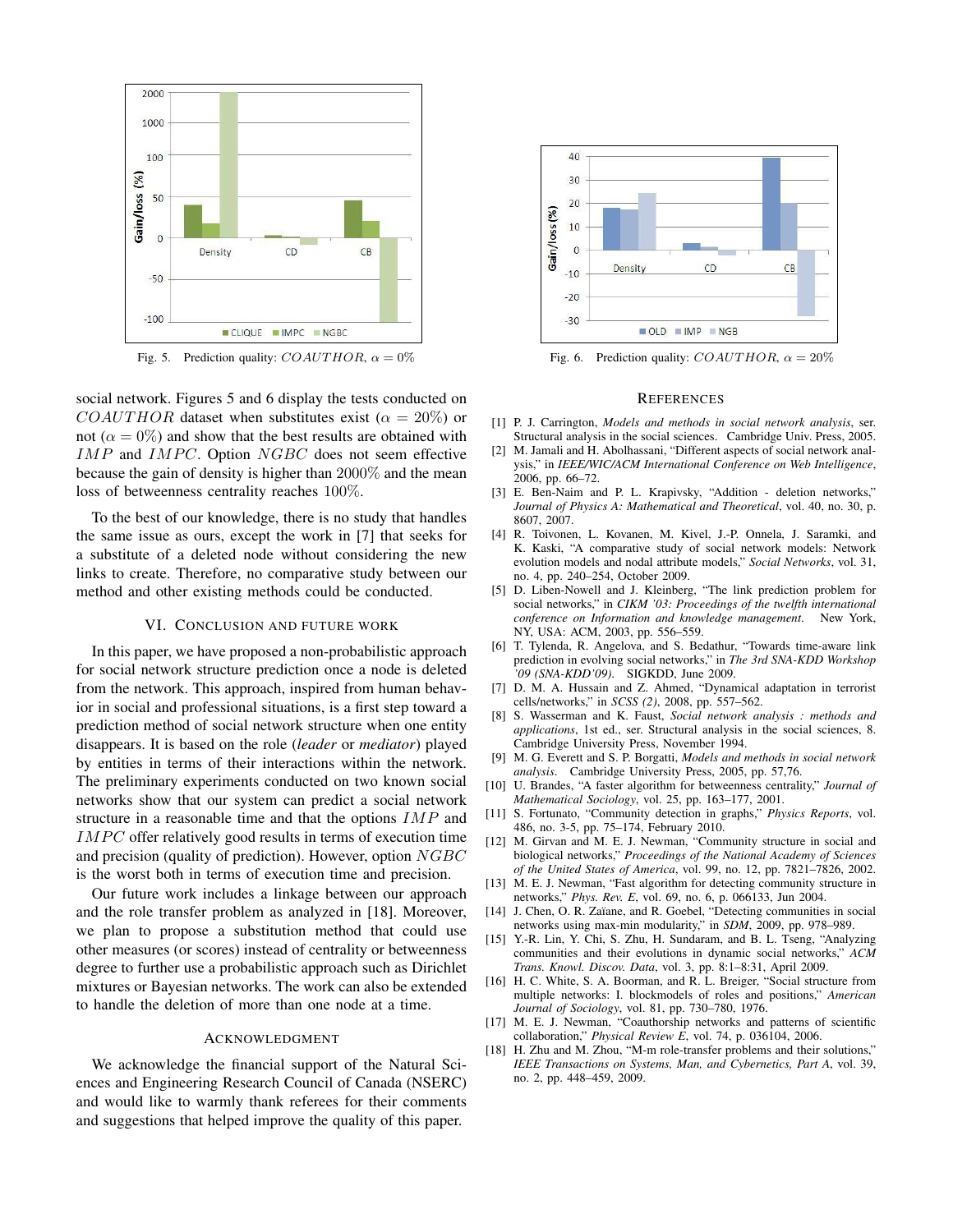2000
1000
100
50
0
-50
-100

Gain/loss (%)

Density
CD
CB

CLIQUE  IMPC  NGBC

Fig. 5. Prediction quality: $COAUTHOR$, $\alpha = 0\%$

40
30
20
10
0
-10
-20
-30

Gain/loss (%)

Density
CD
CB

OLD  IMP  NGB

Fig. 6. Prediction quality: $COAUTHOR$, $\alpha = 20\%$

social network. Figures 5 and 6 display the tests conducted on $COAUTHOR$ dataset when substitutes exist ($\alpha = 20\%$) or not ($\alpha = 0\%$) and show that the best results are obtained with $IMP$ and $IMPC$. Option $NGBC$ does not seem effective because the gain of density is higher than 2000% and the mean loss of betweenness centrality reaches 100%.

To the best of our knowledge, there is no study that handles the same issue as ours, except the work in [7] that seeks for a substitute of a deleted node without considering the new links to create. Therefore, no comparative study between our method and other existing methods could be conducted.

## VI. Conclusion and Future Work

In this paper, we have proposed a non-probabilistic approach for social network structure prediction once a node is deleted from the network. This approach, inspired from human behavior in social and professional situations, is a first step toward a prediction method of social network structure when one entity disappears. It is based on the role (*leader* or *mediator*) played by entities in terms of their interactions within the network. The preliminary experiments conducted on two known social networks show that our system can predict a social network structure in a reasonable time and that the options $IMP$ and $IMPC$ offer relatively good results in terms of execution time and precision (quality of prediction). However, option $NGBC$ is the worst both in terms of execution time and precision.

Our future work includes a linkage between our approach and the role transfer problem as analyzed in [18]. Moreover, we plan to propose a substitution method that could use other measures (or scores) instead of centrality or betweenness degree to further use a probabilistic approach such as Dirichlet mixtures or Bayesian networks. The work can also be extended to handle the deletion of more than one node at a time.

## Acknowledgment

We acknowledge the financial support of the Natural Sciences and Engineering Research Council of Canada (NSERC) and would like to warmly thank referees for their comments and suggestions that helped improve the quality of this paper.

## References

[1] P. J. Carrington, *Models and methods in social network analysis*, ser. Structural analysis in the social sciences. Cambridge Univ. Press, 2005.

[2] M. Jamali and H. Abolhassani, "Different aspects of social network analysis," in *IEEE/WIC/ACM International Conference on Web Intelligence*, 2006, pp. 66–72.

[3] E. Ben-Naim and P. L. Krapivsky, "Addition - deletion networks," *Journal of Physics A: Mathematical and Theoretical*, vol. 40, no. 30, p. 8607, 2007.

[4] R. Toivonen, L. Kovanen, M. Kivel, J.-P. Onnela, J. Saramki, and K. Kaski, "A comparative study of social network models: Network evolution models and nodal attribute models," *Social Networks*, vol. 31, no. 4, pp. 240–254, October 2009.

[5] D. Liben-Nowell and J. Kleinberg, "The link prediction problem for social networks," in *CIKM '03: Proceedings of the twelfth international conference on Information and knowledge management*. New York, NY, USA: ACM, 2003, pp. 556–559.

[6] T. Tylenda, R. Angelova, and S. Bedathur, "Towards time-aware link prediction in evolving social networks," in *The 3rd SNA-KDD Workshop '09 (SNA-KDD'09)*. SIGKDD, June 2009.

[7] D. M. A. Hussain and Z. Ahmed, "Dynamical adaptation in terrorist cells/networks," in *SCSS (2)*, 2008, pp. 557–562.

[8] S. Wasserman and K. Faust, *Social network analysis : methods and applications*, 1st ed., ser. Structural analysis in the social sciences, 8. Cambridge University Press, November 1994.

[9] M. G. Everett and S. P. Borgatti, *Models and methods in social network analysis*. Cambridge University Press, 2005, pp. 57,76.

[10] U. Brandes, "A faster algorithm for betweenness centrality," *Journal of Mathematical Sociology*, vol. 25, pp. 163–177, 2001.

[11] S. Fortunato, "Community detection in graphs," *Physics Reports*, vol. 486, no. 3-5, pp. 75–174, February 2010.

[12] M. Girvan and M. E. J. Newman, "Community structure in social and biological networks," *Proceedings of the National Academy of Sciences of the United States of America*, vol. 99, no. 12, pp. 7821–7826, 2002.

[13] M. E. J. Newman, "Fast algorithm for detecting community structure in networks," *Phys. Rev. E*, vol. 69, no. 6, p. 066133, Jun 2004.

[14] J. Chen, O. R. Zaïane, and R. Goebel, "Detecting communities in social networks using max-min modularity," in *SDM*, 2009, pp. 978–989.

[15] Y.-R. Lin, Y. Chi, S. Zhu, H. Sundaram, and B. L. Tseng, "Analyzing communities and their evolutions in dynamic social networks," *ACM Trans. Knowl. Discov. Data*, vol. 3, pp. 8:1–8:31, April 2009.

[16] H. C. White, S. A. Boorman, and R. L. Breiger, "Social structure from multiple networks: I. blockmodels of roles and positions," *American Journal of Sociology*, vol. 81, pp. 730–780, 1976.

[17] M. E. J. Newman, "Coauthorship networks and patterns of scientific collaboration," *Physical Review E*, vol. 74, p. 036104, 2006.

[18] H. Zhu and M. Zhou, "M-m role-transfer problems and their solutions," *IEEE Transactions on Systems, Man, and Cybernetics, Part A*, vol. 39, no. 2, pp. 448–459, 2009.